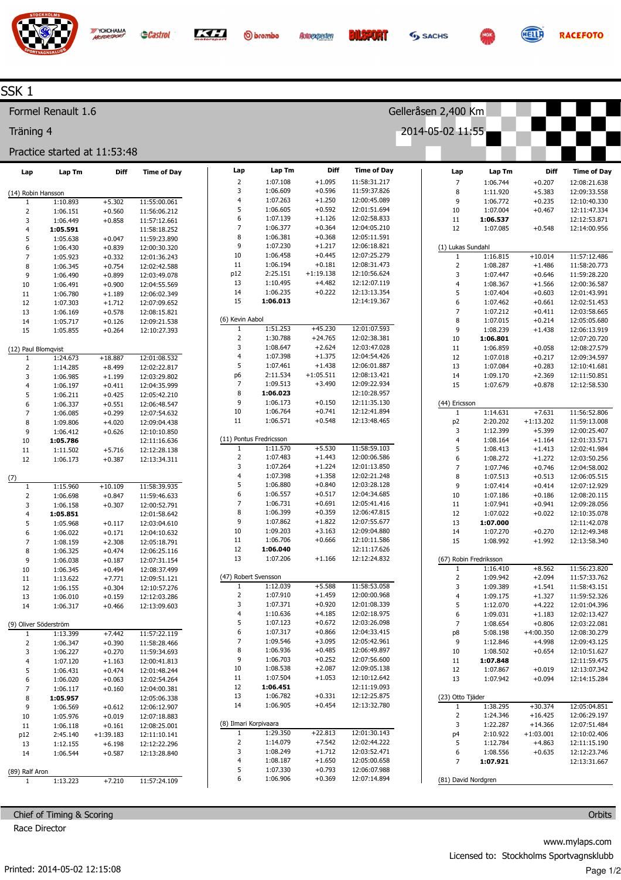# SSK 1

## Formel Renault 1.6

Gelleråsen 2,400 Km

Träning 4

2014-05-02 11:55

Practice started at 11:53:48

### (14) Robin Hansson

| Lap | Lap Tm | Diff | Time of Day |
|---|---|---|---|
| 1 | 1:10.893 | +5.302 | 11:55:00.061 |
| 2 | 1:06.151 | +0.560 | 11:56:06.212 |
| 3 | 1:06.449 | +0.858 | 11:57:12.661 |
| 4 | **1:05.591** | | 11:58:18.252 |
| 5 | 1:05.638 | +0.047 | 11:59:23.890 |
| 6 | 1:06.430 | +0.839 | 12:00:30.320 |
| 7 | 1:05.923 | +0.332 | 12:01:36.243 |
| 8 | 1:06.345 | +0.754 | 12:02:42.588 |
| 9 | 1:06.490 | +0.899 | 12:03:49.078 |
| 10 | 1:06.491 | +0.900 | 12:04:55.569 |
| 11 | 1:06.780 | +1.189 | 12:06:02.349 |
| 12 | 1:07.303 | +1.712 | 12:07:09.652 |
| 13 | 1:06.169 | +0.578 | 12:08:15.821 |
| 14 | 1:05.717 | +0.126 | 12:09:21.538 |
| 15 | 1:05.855 | +0.264 | 12:10:27.393 |

### (12) Paul Blomqvist

| Lap | Lap Tm | Diff | Time of Day |
|---|---|---|---|
| 1 | 1:24.673 | +18.887 | 12:01:08.532 |
| 2 | 1:14.285 | +8.499 | 12:02:22.817 |
| 3 | 1:06.985 | +1.199 | 12:03:29.802 |
| 4 | 1:06.197 | +0.411 | 12:04:35.999 |
| 5 | 1:06.211 | +0.425 | 12:05:42.210 |
| 6 | 1:06.337 | +0.551 | 12:06:48.547 |
| 7 | 1:06.085 | +0.299 | 12:07:54.632 |
| 8 | 1:09.806 | +4.020 | 12:09:04.438 |
| 9 | 1:06.412 | +0.626 | 12:10:10.850 |
| 10 | **1:05.786** | | 12:11:16.636 |
| 11 | 1:11.502 | +5.716 | 12:12:28.138 |
| 12 | 1:06.173 | +0.387 | 12:13:34.311 |

### (7)

| Lap | Lap Tm | Diff | Time of Day |
|---|---|---|---|
| 1 | 1:15.960 | +10.109 | 11:58:39.935 |
| 2 | 1:06.698 | +0.847 | 11:59:46.633 |
| 3 | 1:06.158 | +0.307 | 12:00:52.791 |
| 4 | **1:05.851** | | 12:01:58.642 |
| 5 | 1:05.968 | +0.117 | 12:03:04.610 |
| 6 | 1:06.022 | +0.171 | 12:04:10.632 |
| 7 | 1:08.159 | +2.308 | 12:05:18.791 |
| 8 | 1:06.325 | +0.474 | 12:06:25.116 |
| 9 | 1:06.038 | +0.187 | 12:07:31.154 |
| 10 | 1:06.345 | +0.494 | 12:08:37.499 |
| 11 | 1:13.622 | +7.771 | 12:09:51.121 |
| 12 | 1:06.155 | +0.304 | 12:10:57.276 |
| 13 | 1:06.010 | +0.159 | 12:12:03.286 |
| 14 | 1:06.317 | +0.466 | 12:13:09.603 |

### (9) Oliver Söderström

| Lap | Lap Tm | Diff | Time of Day |
|---|---|---|---|
| 1 | 1:13.399 | +7.442 | 11:57:22.119 |
| 2 | 1:06.347 | +0.390 | 11:58:28.466 |
| 3 | 1:06.227 | +0.270 | 11:59:34.693 |
| 4 | 1:07.120 | +1.163 | 12:00:41.813 |
| 5 | 1:06.431 | +0.474 | 12:01:48.244 |
| 6 | 1:06.020 | +0.063 | 12:02:54.264 |
| 7 | 1:06.117 | +0.160 | 12:04:00.381 |
| 8 | **1:05.957** | | 12:05:06.338 |
| 9 | 1:06.569 | +0.612 | 12:06:12.907 |
| 10 | 1:05.976 | +0.019 | 12:07:18.883 |
| 11 | 1:06.118 | +0.161 | 12:08:25.001 |
| p12 | 2:45.140 | +1:39.183 | 12:11:10.141 |
| 13 | 1:12.155 | +6.198 | 12:12:22.296 |
| 14 | 1:06.544 | +0.587 | 12:13:28.840 |

### (89) Ralf Aron

| Lap | Lap Tm | Diff | Time of Day |
|---|---|---|---|
| 1 | 1:13.223 | +7.210 | 11:57:24.109 |
| 2 | 1:07.108 | +1.095 | 11:58:31.217 |
| 3 | 1:06.609 | +0.596 | 11:59:37.826 |
| 4 | 1:07.263 | +1.250 | 12:00:45.089 |
| 5 | 1:06.605 | +0.592 | 12:01:51.694 |
| 6 | 1:07.139 | +1.126 | 12:02:58.833 |
| 7 | 1:06.377 | +0.364 | 12:04:05.210 |
| 8 | 1:06.381 | +0.368 | 12:05:11.591 |
| 9 | 1:07.230 | +1.217 | 12:06:18.821 |
| 10 | 1:06.458 | +0.445 | 12:07:25.279 |
| 11 | 1:06.194 | +0.181 | 12:08:31.473 |
| p12 | 2:25.151 | +1:19.138 | 12:10:56.624 |
| 13 | 1:10.495 | +4.482 | 12:12:07.119 |
| 14 | 1:06.235 | +0.222 | 12:13:13.354 |
| 15 | **1:06.013** | | 12:14:19.367 |

### (6) Kevin Aabol

| Lap | Lap Tm | Diff | Time of Day |
|---|---|---|---|
| 1 | 1:51.253 | +45.230 | 12:01:07.593 |
| 2 | 1:30.788 | +24.765 | 12:02:38.381 |
| 3 | 1:08.647 | +2.624 | 12:03:47.028 |
| 4 | 1:07.398 | +1.375 | 12:04:54.426 |
| 5 | 1:07.461 | +1.438 | 12:06:01.887 |
| p6 | 2:11.534 | +1:05.511 | 12:08:13.421 |
| 7 | 1:09.513 | +3.490 | 12:09:22.934 |
| 8 | **1:06.023** | | 12:10:28.957 |
| 9 | 1:06.173 | +0.150 | 12:11:35.130 |
| 10 | 1:06.764 | +0.741 | 12:12:41.894 |
| 11 | 1:06.571 | +0.548 | 12:13:48.465 |

### (11) Pontus Fredricsson

| Lap | Lap Tm | Diff | Time of Day |
|---|---|---|---|
| 1 | 1:11.570 | +5.530 | 11:58:59.103 |
| 2 | 1:07.483 | +1.443 | 12:00:06.586 |
| 3 | 1:07.264 | +1.224 | 12:01:13.850 |
| 4 | 1:07.398 | +1.358 | 12:02:21.248 |
| 5 | 1:06.880 | +0.840 | 12:03:28.128 |
| 6 | 1:06.557 | +0.517 | 12:04:34.685 |
| 7 | 1:06.731 | +0.691 | 12:05:41.416 |
| 8 | 1:06.399 | +0.359 | 12:06:47.815 |
| 9 | 1:07.862 | +1.822 | 12:07:55.677 |
| 10 | 1:09.203 | +3.163 | 12:09:04.880 |
| 11 | 1:06.706 | +0.666 | 12:10:11.586 |
| 12 | **1:06.040** | | 12:11:17.626 |
| 13 | 1:07.206 | +1.166 | 12:12:24.832 |

### (47) Robert Svensson

| Lap | Lap Tm | Diff | Time of Day |
|---|---|---|---|
| 1 | 1:12.039 | +5.588 | 11:58:53.058 |
| 2 | 1:07.910 | +1.459 | 12:00:00.968 |
| 3 | 1:07.371 | +0.920 | 12:01:08.339 |
| 4 | 1:10.636 | +4.185 | 12:02:18.975 |
| 5 | 1:07.123 | +0.672 | 12:03:26.098 |
| 6 | 1:07.317 | +0.866 | 12:04:33.415 |
| 7 | 1:09.546 | +3.095 | 12:05:42.961 |
| 8 | 1:06.936 | +0.485 | 12:06:49.897 |
| 9 | 1:06.703 | +0.252 | 12:07:56.600 |
| 10 | 1:08.538 | +2.087 | 12:09:05.138 |
| 11 | 1:07.504 | +1.053 | 12:10:12.642 |
| 12 | **1:06.451** | | 12:11:19.093 |
| 13 | 1:06.782 | +0.331 | 12:12:25.875 |
| 14 | 1:06.905 | +0.454 | 12:13:32.780 |

### (8) Ilmari Korpivaara

| Lap | Lap Tm | Diff | Time of Day |
|---|---|---|---|
| 1 | 1:29.350 | +22.813 | 12:01:30.143 |
| 2 | 1:14.079 | +7.542 | 12:02:44.222 |
| 3 | 1:08.249 | +1.712 | 12:03:52.471 |
| 4 | 1:08.187 | +1.650 | 12:05:00.658 |
| 5 | 1:07.330 | +0.793 | 12:06:07.988 |
| 6 | 1:06.906 | +0.369 | 12:07:14.894 |
| 7 | 1:06.744 | +0.207 | 12:08:21.638 |
| 8 | 1:11.920 | +5.383 | 12:09:33.558 |
| 9 | 1:06.772 | +0.235 | 12:10:40.330 |
| 10 | 1:07.004 | +0.467 | 12:11:47.334 |
| 11 | **1:06.537** | | 12:12:53.871 |
| 12 | 1:07.085 | +0.548 | 12:14:00.956 |

### (1) Lukas Sundahl

| Lap | Lap Tm | Diff | Time of Day |
|---|---|---|---|
| 1 | 1:16.815 | +10.014 | 11:57:12.486 |
| 2 | 1:08.287 | +1.486 | 11:58:20.773 |
| 3 | 1:07.447 | +0.646 | 11:59:28.220 |
| 4 | 1:08.367 | +1.566 | 12:00:36.587 |
| 5 | 1:07.404 | +0.603 | 12:01:43.991 |
| 6 | 1:07.462 | +0.661 | 12:02:51.453 |
| 7 | 1:07.212 | +0.411 | 12:03:58.665 |
| 8 | 1:07.015 | +0.214 | 12:05:05.680 |
| 9 | 1:08.239 | +1.438 | 12:06:13.919 |
| 10 | **1:06.801** | | 12:07:20.720 |
| 11 | 1:06.859 | +0.058 | 12:08:27.579 |
| 12 | 1:07.018 | +0.217 | 12:09:34.597 |
| 13 | 1:07.084 | +0.283 | 12:10:41.681 |
| 14 | 1:09.170 | +2.369 | 12:11:50.851 |
| 15 | 1:07.679 | +0.878 | 12:12:58.530 |

### (44) Ericsson

| Lap | Lap Tm | Diff | Time of Day |
|---|---|---|---|
| 1 | 1:14.631 | +7.631 | 11:56:52.806 |
| p2 | 2:20.202 | +1:13.202 | 11:59:13.008 |
| 3 | 1:12.399 | +5.399 | 12:00:25.407 |
| 4 | 1:08.164 | +1.164 | 12:01:33.571 |
| 5 | 1:08.413 | +1.413 | 12:02:41.984 |
| 6 | 1:08.272 | +1.272 | 12:03:50.256 |
| 7 | 1:07.746 | +0.746 | 12:04:58.002 |
| 8 | 1:07.513 | +0.513 | 12:06:05.515 |
| 9 | 1:07.414 | +0.414 | 12:07:12.929 |
| 10 | 1:07.186 | +0.186 | 12:08:20.115 |
| 11 | 1:07.941 | +0.941 | 12:09:28.056 |
| 12 | 1:07.022 | +0.022 | 12:10:35.078 |
| 13 | **1:07.000** | | 12:11:42.078 |
| 14 | 1:07.270 | +0.270 | 12:12:49.348 |
| 15 | 1:08.992 | +1.992 | 12:13:58.340 |

### (67) Robin Fredriksson

| Lap | Lap Tm | Diff | Time of Day |
|---|---|---|---|
| 1 | 1:16.410 | +8.562 | 11:56:23.820 |
| 2 | 1:09.942 | +2.094 | 11:57:33.762 |
| 3 | 1:09.389 | +1.541 | 11:58:43.151 |
| 4 | 1:09.175 | +1.327 | 11:59:52.326 |
| 5 | 1:12.070 | +4.222 | 12:01:04.396 |
| 6 | 1:09.031 | +1.183 | 12:02:13.427 |
| 7 | 1:08.654 | +0.806 | 12:03:22.081 |
| p8 | 5:08.198 | +4:00.350 | 12:08:30.279 |
| 9 | 1:12.846 | +4.998 | 12:09:43.125 |
| 10 | 1:08.502 | +0.654 | 12:10:51.627 |
| 11 | **1:07.848** | | 12:11:59.475 |
| 12 | 1:07.867 | +0.019 | 12:13:07.342 |
| 13 | 1:07.942 | +0.094 | 12:14:15.284 |

### (23) Otto Tjäder

| Lap | Lap Tm | Diff | Time of Day |
|---|---|---|---|
| 1 | 1:38.295 | +30.374 | 12:05:04.851 |
| 2 | 1:24.346 | +16.425 | 12:06:29.197 |
| 3 | 1:22.287 | +14.366 | 12:07:51.484 |
| p4 | 2:10.922 | +1:03.001 | 12:10:02.406 |
| 5 | 1:12.784 | +4.863 | 12:11:15.190 |
| 6 | 1:08.556 | +0.635 | 12:12:23.746 |
| 7 | **1:07.921** | | 12:13:31.667 |

### (81) David Nordgren

Chief of Timing & Scoring — Orbits

Race Director

www.mylaps.com

Licensed to: Stockholms Sportvagnsklubb

Printed: 2014-05-02 12:15:08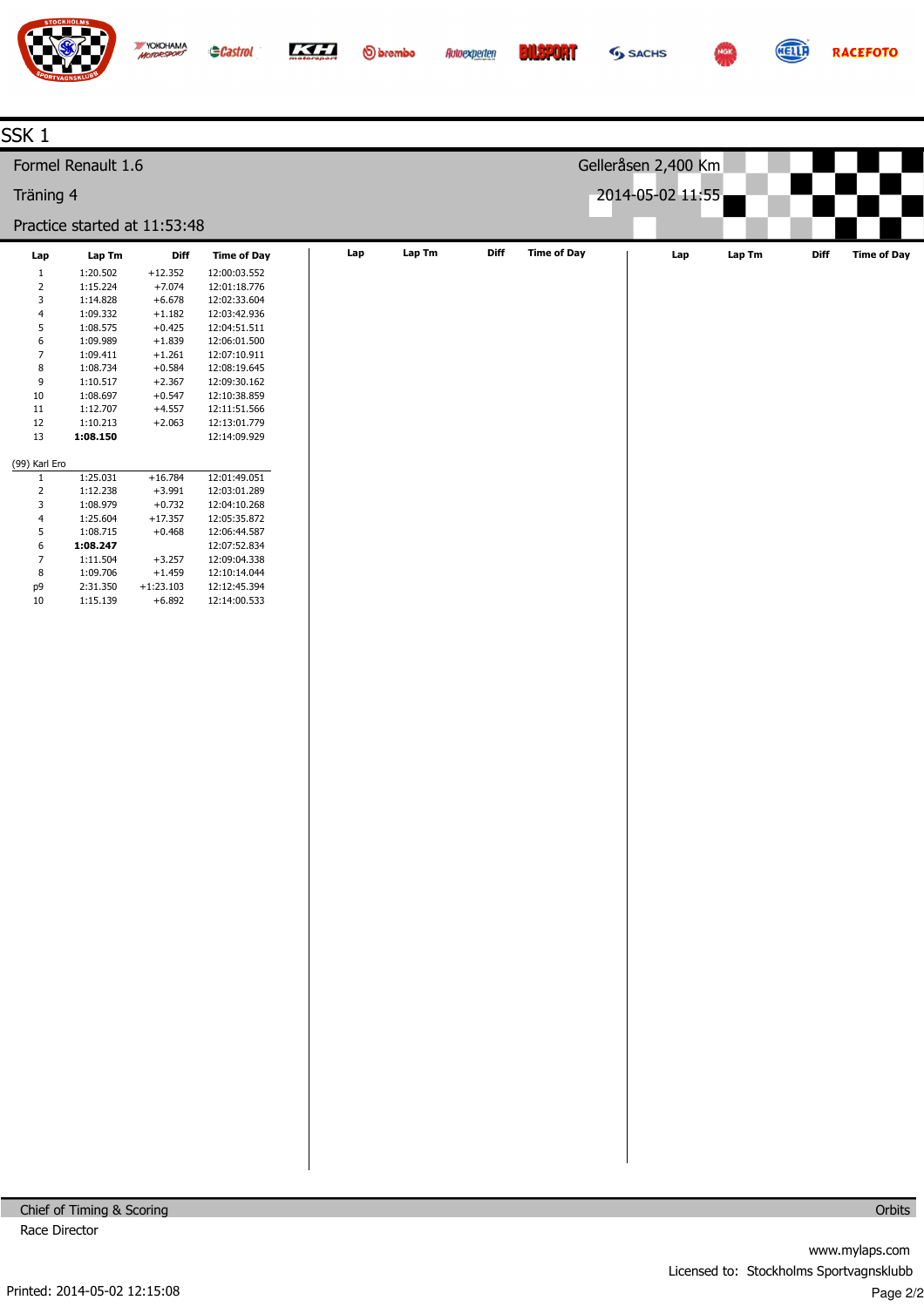SSK 1

Formel Renault 1.6

Träning 4

Practice started at 11:53:48

Gelleråsen 2,400 Km

2014-05-02 11:55

| Lap | Lap Tm | Diff | Time of Day |
|---|---|---|---|
| 1 | 1:20.502 | +12.352 | 12:00:03.552 |
| 2 | 1:15.224 | +7.074 | 12:01:18.776 |
| 3 | 1:14.828 | +6.678 | 12:02:33.604 |
| 4 | 1:09.332 | +1.182 | 12:03:42.936 |
| 5 | 1:08.575 | +0.425 | 12:04:51.511 |
| 6 | 1:09.989 | +1.839 | 12:06:01.500 |
| 7 | 1:09.411 | +1.261 | 12:07:10.911 |
| 8 | 1:08.734 | +0.584 | 12:08:19.645 |
| 9 | 1:10.517 | +2.367 | 12:09:30.162 |
| 10 | 1:08.697 | +0.547 | 12:10:38.859 |
| 11 | 1:12.707 | +4.557 | 12:11:51.566 |
| 12 | 1:10.213 | +2.063 | 12:13:01.779 |
| 13 | **1:08.150** | | 12:14:09.929 |

(99) Karl Ero

| Lap | Lap Tm | Diff | Time of Day |
|---|---|---|---|
| 1 | 1:25.031 | +16.784 | 12:01:49.051 |
| 2 | 1:12.238 | +3.991 | 12:03:01.289 |
| 3 | 1:08.979 | +0.732 | 12:04:10.268 |
| 4 | 1:25.604 | +17.357 | 12:05:35.872 |
| 5 | 1:08.715 | +0.468 | 12:06:44.587 |
| 6 | **1:08.247** | | 12:07:52.834 |
| 7 | 1:11.504 | +3.257 | 12:09:04.338 |
| 8 | 1:09.706 | +1.459 | 12:10:14.044 |
| p9 | 2:31.350 | +1:23.103 | 12:12:45.394 |
| 10 | 1:15.139 | +6.892 | 12:14:00.533 |

Chief of Timing & Scoring

Race Director

Orbits

www.mylaps.com

Licensed to: Stockholms Sportvagnsklubb

Printed: 2014-05-02 12:15:08